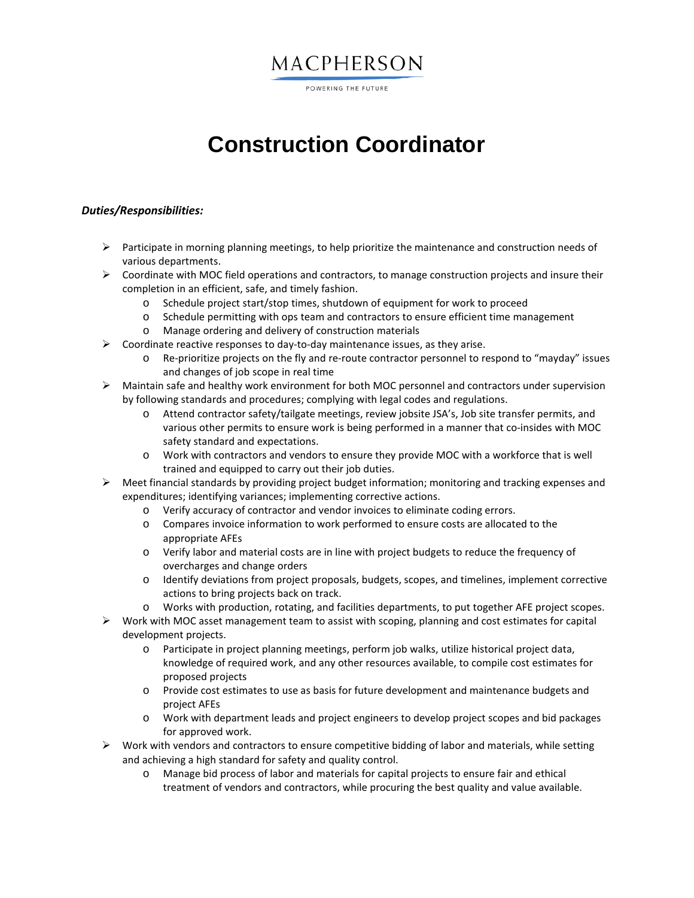MACPHERSON

POWERING THE FUTURE

# Construction Coordinator

***Duties/Responsibilities:***

- Participate in morning planning meetings, to help prioritize the maintenance and construction needs of various departments.
- Coordinate with MOC field operations and contractors, to manage construction projects and insure their completion in an efficient, safe, and timely fashion.
  - Schedule project start/stop times, shutdown of equipment for work to proceed
  - Schedule permitting with ops team and contractors to ensure efficient time management
  - Manage ordering and delivery of construction materials
- Coordinate reactive responses to day-to-day maintenance issues, as they arise.
  - Re-prioritize projects on the fly and re-route contractor personnel to respond to "mayday" issues and changes of job scope in real time
- Maintain safe and healthy work environment for both MOC personnel and contractors under supervision by following standards and procedures; complying with legal codes and regulations.
  - Attend contractor safety/tailgate meetings, review jobsite JSA's, Job site transfer permits, and various other permits to ensure work is being performed in a manner that co-insides with MOC safety standard and expectations.
  - Work with contractors and vendors to ensure they provide MOC with a workforce that is well trained and equipped to carry out their job duties.
- Meet financial standards by providing project budget information; monitoring and tracking expenses and expenditures; identifying variances; implementing corrective actions.
  - Verify accuracy of contractor and vendor invoices to eliminate coding errors.
  - Compares invoice information to work performed to ensure costs are allocated to the appropriate AFEs
  - Verify labor and material costs are in line with project budgets to reduce the frequency of overcharges and change orders
  - Identify deviations from project proposals, budgets, scopes, and timelines, implement corrective actions to bring projects back on track.
  - Works with production, rotating, and facilities departments, to put together AFE project scopes.
- Work with MOC asset management team to assist with scoping, planning and cost estimates for capital development projects.
  - Participate in project planning meetings, perform job walks, utilize historical project data, knowledge of required work, and any other resources available, to compile cost estimates for proposed projects
  - Provide cost estimates to use as basis for future development and maintenance budgets and project AFEs
  - Work with department leads and project engineers to develop project scopes and bid packages for approved work.
- Work with vendors and contractors to ensure competitive bidding of labor and materials, while setting and achieving a high standard for safety and quality control.
  - Manage bid process of labor and materials for capital projects to ensure fair and ethical treatment of vendors and contractors, while procuring the best quality and value available.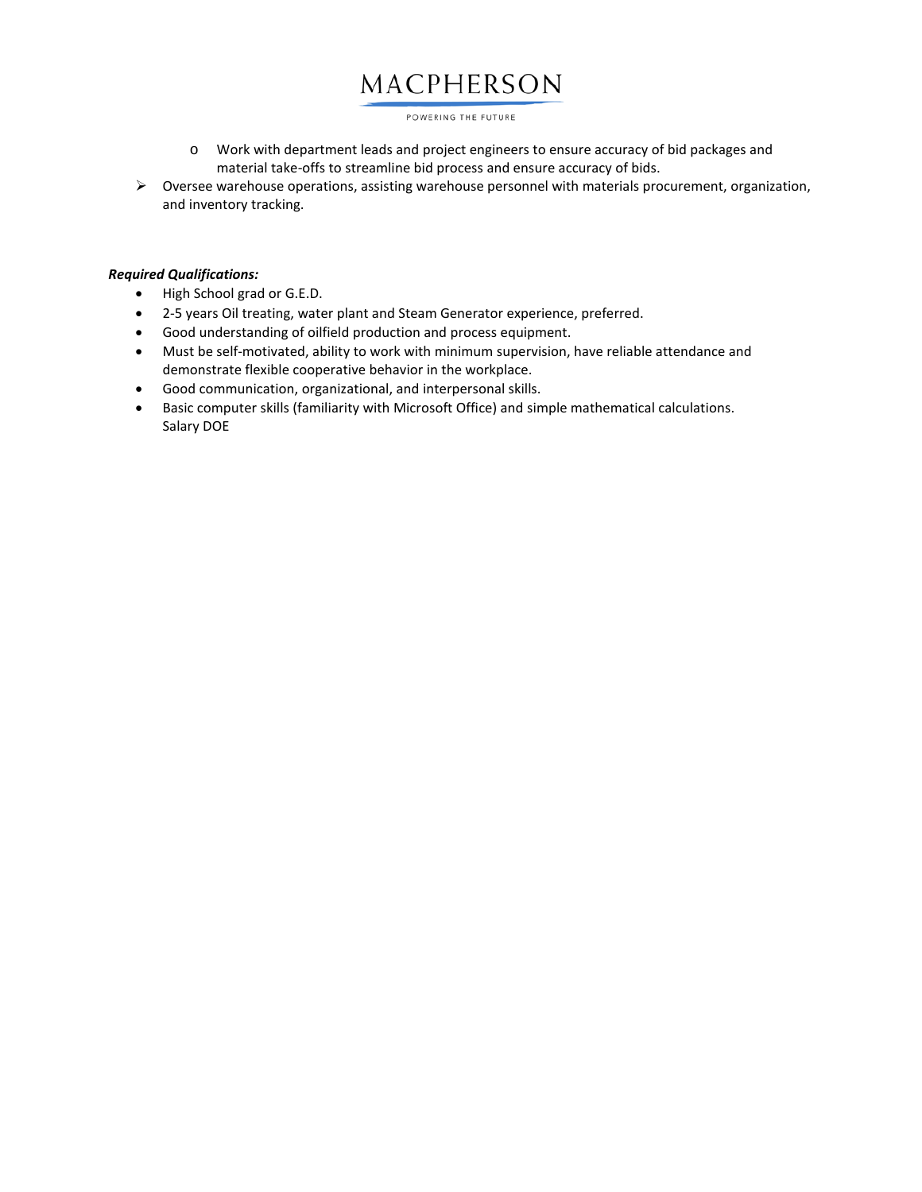- Work with department leads and project engineers to ensure accuracy of bid packages and material take-offs to streamline bid process and ensure accuracy of bids.

- Oversee warehouse operations, assisting warehouse personnel with materials procurement, organization, and inventory tracking.

***Required Qualifications:***

- High School grad or G.E.D.
- 2-5 years Oil treating, water plant and Steam Generator experience, preferred.
- Good understanding of oilfield production and process equipment.
- Must be self-motivated, ability to work with minimum supervision, have reliable attendance and demonstrate flexible cooperative behavior in the workplace.
- Good communication, organizational, and interpersonal skills.
- Basic computer skills (familiarity with Microsoft Office) and simple mathematical calculations.
  Salary DOE